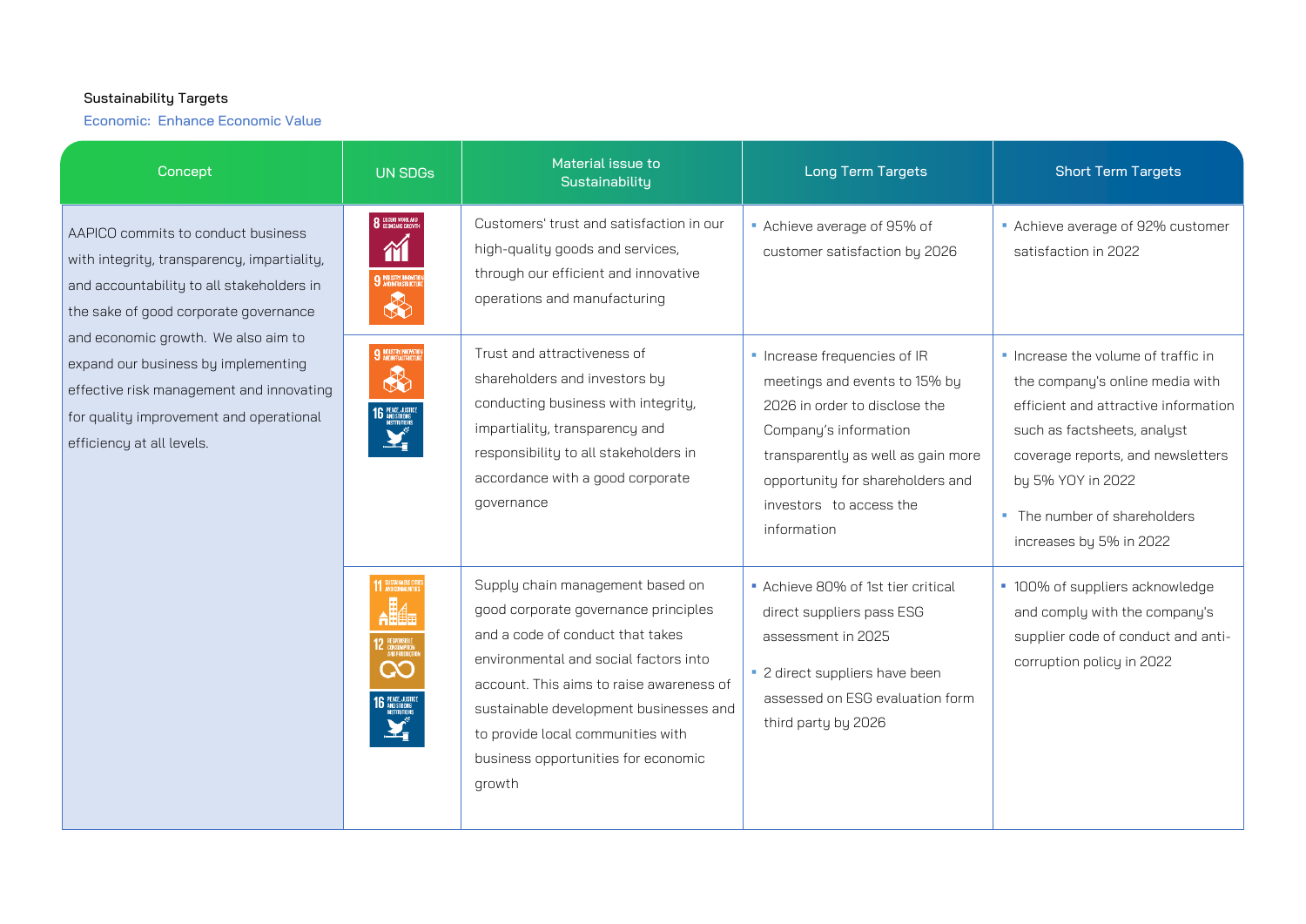Sustainability Targets

Economic: Enhance Economic Value

| Concept | UN SDGs | Material issue to Sustainability | Long Term Targets | Short Term Targets |
|---|---|---|---|---|
| AAPICO commits to conduct business with integrity, transparency, impartiality, and accountability to all stakeholders in the sake of good corporate governance and economic growth. We also aim to expand our business by implementing effective risk management and innovating for quality improvement and operational efficiency at all levels. | 8 DECENT WORK AND ECONOMIC GROWTH; 9 INDUSTRY, INNOVATION AND INFRASTRUCTURE | Customers' trust and satisfaction in our high-quality goods and services, through our efficient and innovative operations and manufacturing | ▪ Achieve average of 95% of customer satisfaction by 2026 | ▪ Achieve average of 92% customer satisfaction in 2022 |
| | 9 INDUSTRY, INNOVATION AND INFRASTRUCTURE; 16 PEACE, JUSTICE AND STRONG INSTITUTIONS | Trust and attractiveness of shareholders and investors by conducting business with integrity, impartiality, transparency and responsibility to all stakeholders in accordance with a good corporate governance | ▪ Increase frequencies of IR meetings and events to 15% by 2026 in order to disclose the Company's information transparently as well as gain more opportunity for shareholders and investors to access the information | ▪ Increase the volume of traffic in the company's online media with efficient and attractive information such as factsheets, analyst coverage reports, and newsletters by 5% YOY in 2022<br>▪ The number of shareholders increases by 5% in 2022 |
| | 11 SUSTAINABLE CITIES AND COMMUNITIES; 12 RESPONSIBLE CONSUMPTION AND PRODUCTION; 16 PEACE, JUSTICE AND STRONG INSTITUTIONS | Supply chain management based on good corporate governance principles and a code of conduct that takes environmental and social factors into account. This aims to raise awareness of sustainable development businesses and to provide local communities with business opportunities for economic growth | ▪ Achieve 80% of 1st tier critical direct suppliers pass ESG assessment in 2025<br>▪ 2 direct suppliers have been assessed on ESG evaluation form third party by 2026 | ▪ 100% of suppliers acknowledge and comply with the company's supplier code of conduct and anti-corruption policy in 2022 |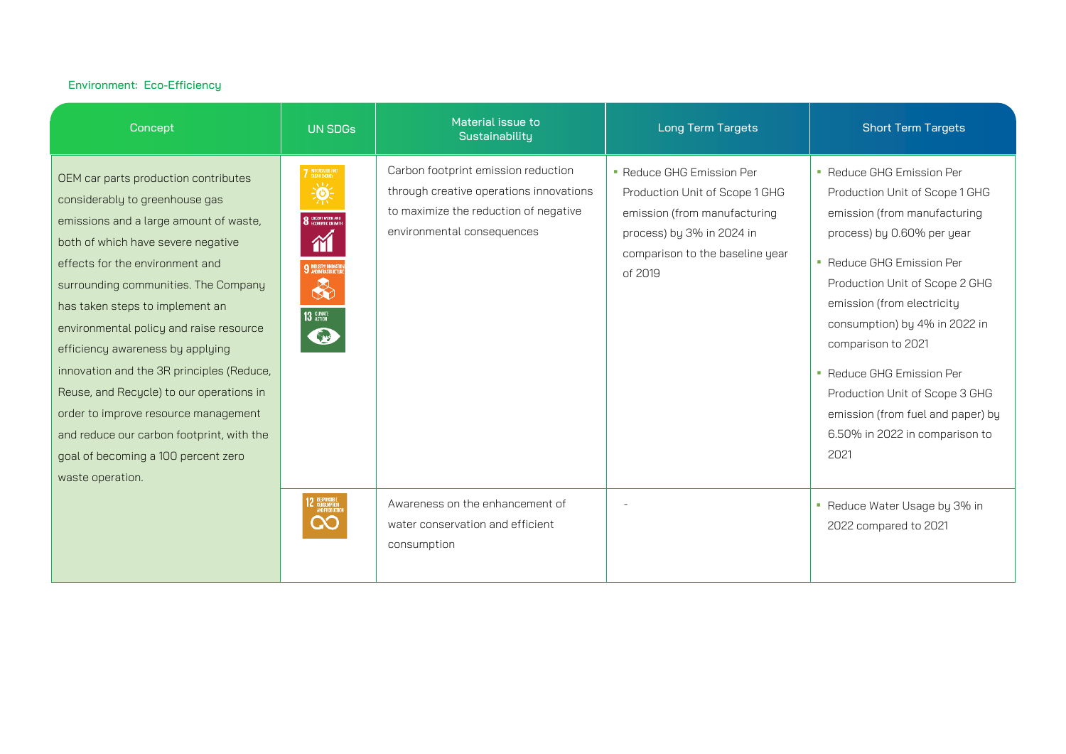Environment: Eco-Efficiency

| Concept | UN SDGs | Material issue to Sustainability | Long Term Targets | Short Term Targets |
|---|---|---|---|---|
| OEM car parts production contributes considerably to greenhouse gas emissions and a large amount of waste, both of which have severe negative effects for the environment and surrounding communities. The Company has taken steps to implement an environmental policy and raise resource efficiency awareness by applying innovation and the 3R principles (Reduce, Reuse, and Recycle) to our operations in order to improve resource management and reduce our carbon footprint, with the goal of becoming a 100 percent zero waste operation. | 7 AFFORDABLE AND CLEAN ENERGY; 8 DECENT WORK AND ECONOMIC GROWTH; 9 INDUSTRY, INNOVATION AND INFRASTRUCTURE; 13 CLIMATE ACTION | Carbon footprint emission reduction through creative operations innovations to maximize the reduction of negative environmental consequences | ▪ Reduce GHG Emission Per Production Unit of Scope 1 GHG emission (from manufacturing process) by 3% in 2024 in comparison to the baseline year of 2019 | ▪ Reduce GHG Emission Per Production Unit of Scope 1 GHG emission (from manufacturing process) by 0.60% per year<br>▪ Reduce GHG Emission Per Production Unit of Scope 2 GHG emission (from electricity consumption) by 4% in 2022 in comparison to 2021<br>▪ Reduce GHG Emission Per Production Unit of Scope 3 GHG emission (from fuel and paper) by 6.50% in 2022 in comparison to 2021 |
| | 12 RESPONSIBLE CONSUMPTION AND PRODUCTION | Awareness on the enhancement of water conservation and efficient consumption | - | ▪ Reduce Water Usage by 3% in 2022 compared to 2021 |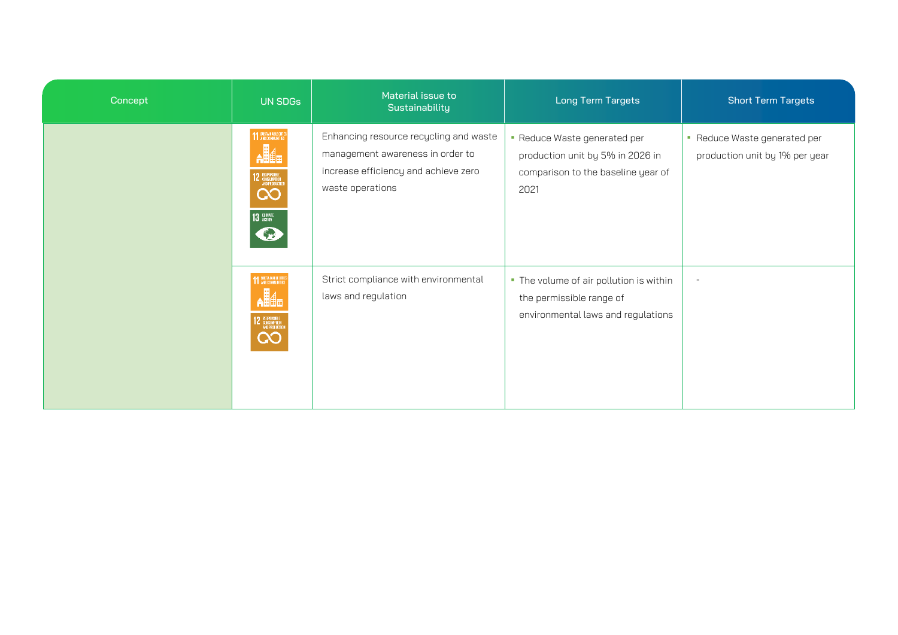| Concept | UN SDGs | Material issue to Sustainability | Long Term Targets | Short Term Targets |
|---|---|---|---|---|
| | 11 SUSTAINABLE CITIES AND COMMUNITIES, 12 RESPONSIBLE CONSUMPTION AND PRODUCTION, 13 CLIMATE ACTION | Enhancing resource recycling and waste management awareness in order to increase efficiency and achieve zero waste operations | ▪ Reduce Waste generated per production unit by 5% in 2026 in comparison to the baseline year of 2021 | ▪ Reduce Waste generated per production unit by 1% per year |
| | 11 SUSTAINABLE CITIES AND COMMUNITIES, 12 RESPONSIBLE CONSUMPTION AND PRODUCTION | Strict compliance with environmental laws and regulation | ▪ The volume of air pollution is within the permissible range of environmental laws and regulations | - |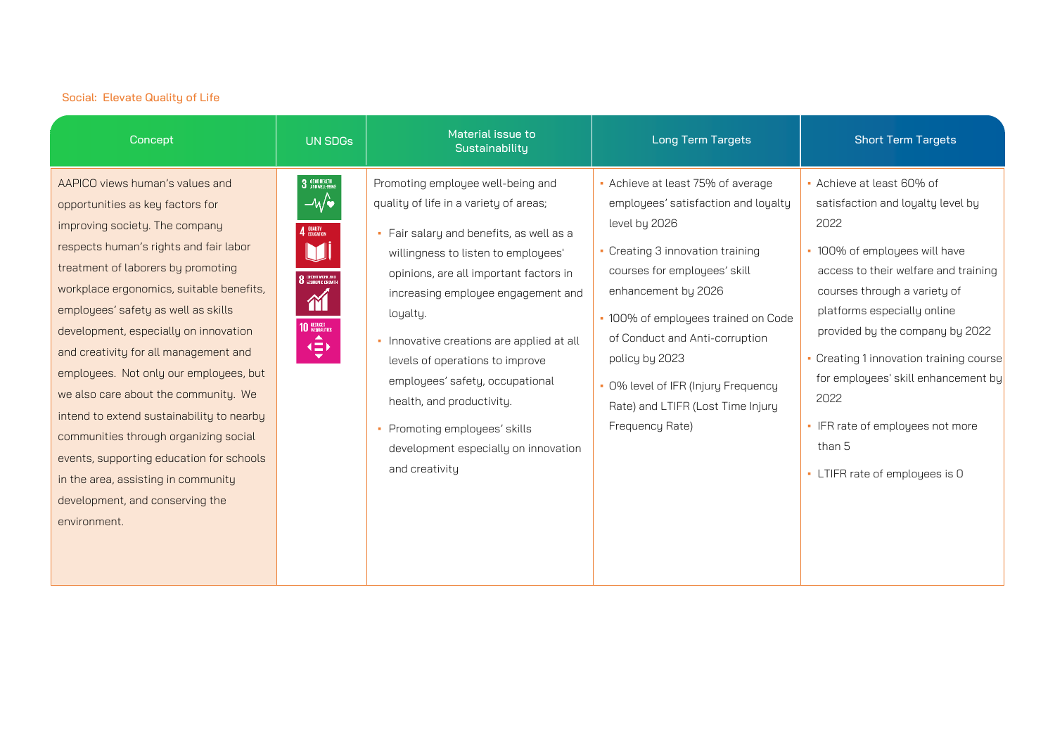Social: Elevate Quality of Life

| Concept | UN SDGs | Material issue to Sustainability | Long Term Targets | Short Term Targets |
|---|---|---|---|---|
| AAPICO views human's values and opportunities as key factors for improving society. The company respects human's rights and fair labor treatment of laborers by promoting workplace ergonomics, suitable benefits, employees' safety as well as skills development, especially on innovation and creativity for all management and employees. Not only our employees, but we also care about the community. We intend to extend sustainability to nearby communities through organizing social events, supporting education for schools in the area, assisting in community development, and conserving the environment. | 3 GOOD HEALTH AND WELL-BEING<br>4 QUALITY EDUCATION<br>8 DECENT WORK AND ECONOMIC GROWTH<br>10 REDUCED INEQUALITIES | Promoting employee well-being and quality of life in a variety of areas;<br>▪ Fair salary and benefits, as well as a willingness to listen to employees' opinions, are all important factors in increasing employee engagement and loyalty.<br>▪ Innovative creations are applied at all levels of operations to improve employees' safety, occupational health, and productivity.<br>▪ Promoting employees' skills development especially on innovation and creativity | ▪ Achieve at least 75% of average employees' satisfaction and loyalty level by 2026<br>▪ Creating 3 innovation training courses for employees' skill enhancement by 2026<br>▪ 100% of employees trained on Code of Conduct and Anti-corruption policy by 2023<br>▪ 0% level of IFR (Injury Frequency Rate) and LTIFR (Lost Time Injury Frequency Rate) | ▪ Achieve at least 60% of satisfaction and loyalty level by 2022<br>▪ 100% of employees will have access to their welfare and training courses through a variety of platforms especially online provided by the company by 2022<br>▪ Creating 1 innovation training course for employees' skill enhancement by 2022<br>▪ IFR rate of employees not more than 5<br>▪ LTIFR rate of employees is 0 |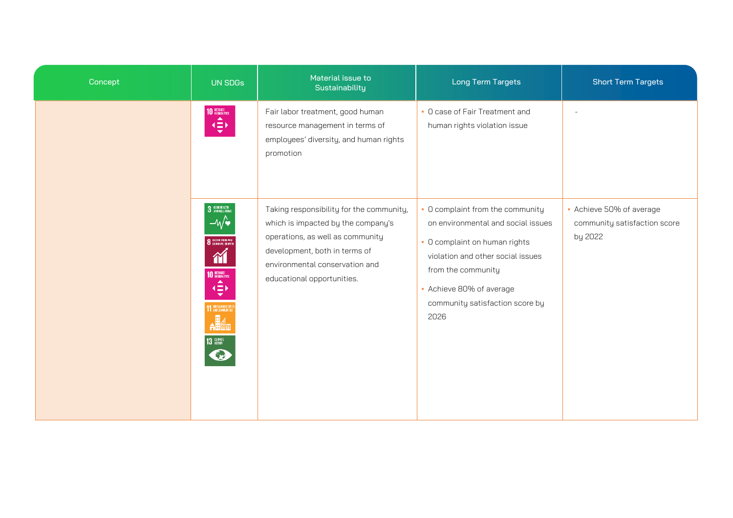| Concept | UN SDGs | Material issue to Sustainability | Long Term Targets | Short Term Targets |
|---|---|---|---|---|
| | 10 REDUCED INEQUALITIES | Fair labor treatment, good human resource management in terms of employees' diversity, and human rights promotion | • 0 case of Fair Treatment and human rights violation issue | - |
| | 3 GOOD HEALTH AND WELL-BEING<br>8 DECENT WORK AND ECONOMIC GROWTH<br>10 REDUCED INEQUALITIES<br>11 SUSTAINABLE CITIES AND COMMUNITIES<br>13 CLIMATE ACTION | Taking responsibility for the community, which is impacted by the company's operations, as well as community development, both in terms of environmental conservation and educational opportunities. | • 0 complaint from the community on environmental and social issues<br>• 0 complaint on human rights violation and other social issues from the community<br>• Achieve 80% of average community satisfaction score by 2026 | • Achieve 50% of average community satisfaction score by 2022 |